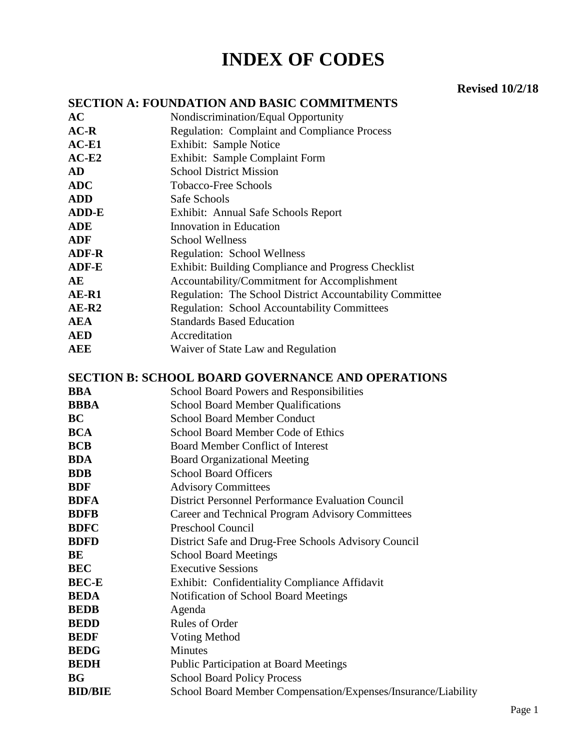# INDEX OF CODES

**Revised 10/2/18**

## SECTION A: FOUNDATION AND BASIC COMMITMENTS

| | |
|---|---|
| **AC** | Nondiscrimination/Equal Opportunity |
| **AC-R** | Regulation: Complaint and Compliance Process |
| **AC-E1** | Exhibit: Sample Notice |
| **AC-E2** | Exhibit: Sample Complaint Form |
| **AD** | School District Mission |
| **ADC** | Tobacco-Free Schools |
| **ADD** | Safe Schools |
| **ADD-E** | Exhibit: Annual Safe Schools Report |
| **ADE** | Innovation in Education |
| **ADF** | School Wellness |
| **ADF-R** | Regulation: School Wellness |
| **ADF-E** | Exhibit: Building Compliance and Progress Checklist |
| **AE** | Accountability/Commitment for Accomplishment |
| **AE-R1** | Regulation: The School District Accountability Committee |
| **AE-R2** | Regulation: School Accountability Committees |
| **AEA** | Standards Based Education |
| **AED** | Accreditation |
| **AEE** | Waiver of State Law and Regulation |

## SECTION B: SCHOOL BOARD GOVERNANCE AND OPERATIONS

| | |
|---|---|
| **BBA** | School Board Powers and Responsibilities |
| **BBBA** | School Board Member Qualifications |
| **BC** | School Board Member Conduct |
| **BCA** | School Board Member Code of Ethics |
| **BCB** | Board Member Conflict of Interest |
| **BDA** | Board Organizational Meeting |
| **BDB** | School Board Officers |
| **BDF** | Advisory Committees |
| **BDFA** | District Personnel Performance Evaluation Council |
| **BDFB** | Career and Technical Program Advisory Committees |
| **BDFC** | Preschool Council |
| **BDFD** | District Safe and Drug-Free Schools Advisory Council |
| **BE** | School Board Meetings |
| **BEC** | Executive Sessions |
| **BEC-E** | Exhibit: Confidentiality Compliance Affidavit |
| **BEDA** | Notification of School Board Meetings |
| **BEDB** | Agenda |
| **BEDD** | Rules of Order |
| **BEDF** | Voting Method |
| **BEDG** | Minutes |
| **BEDH** | Public Participation at Board Meetings |
| **BG** | School Board Policy Process |
| **BID/BIE** | School Board Member Compensation/Expenses/Insurance/Liability |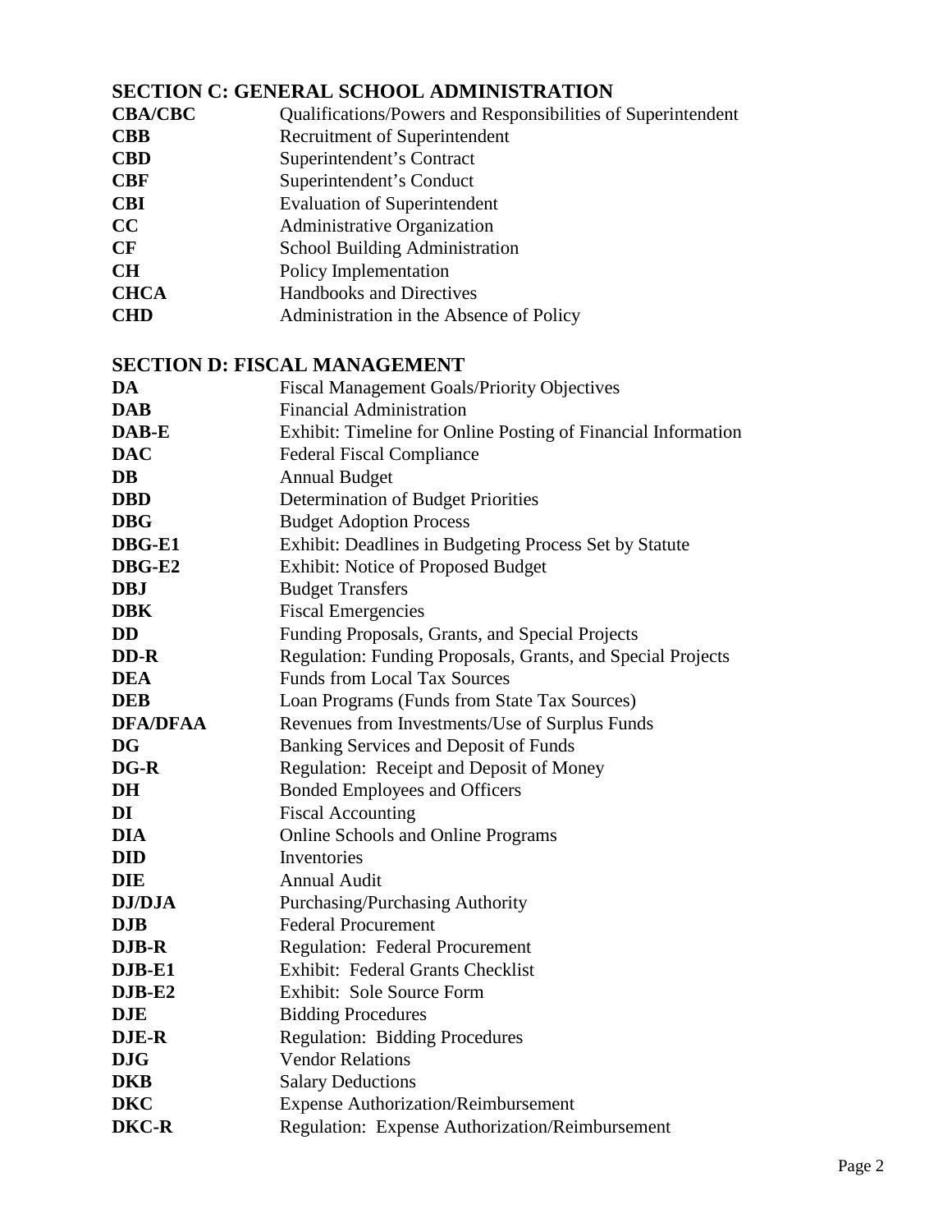## SECTION C: GENERAL SCHOOL ADMINISTRATION

| | |
|---|---|
| **CBA/CBC** | Qualifications/Powers and Responsibilities of Superintendent |
| **CBB** | Recruitment of Superintendent |
| **CBD** | Superintendent's Contract |
| **CBF** | Superintendent's Conduct |
| **CBI** | Evaluation of Superintendent |
| **CC** | Administrative Organization |
| **CF** | School Building Administration |
| **CH** | Policy Implementation |
| **CHCA** | Handbooks and Directives |
| **CHD** | Administration in the Absence of Policy |

## SECTION D: FISCAL MANAGEMENT

| | |
|---|---|
| **DA** | Fiscal Management Goals/Priority Objectives |
| **DAB** | Financial Administration |
| **DAB-E** | Exhibit: Timeline for Online Posting of Financial Information |
| **DAC** | Federal Fiscal Compliance |
| **DB** | Annual Budget |
| **DBD** | Determination of Budget Priorities |
| **DBG** | Budget Adoption Process |
| **DBG-E1** | Exhibit: Deadlines in Budgeting Process Set by Statute |
| **DBG-E2** | Exhibit: Notice of Proposed Budget |
| **DBJ** | Budget Transfers |
| **DBK** | Fiscal Emergencies |
| **DD** | Funding Proposals, Grants, and Special Projects |
| **DD-R** | Regulation: Funding Proposals, Grants, and Special Projects |
| **DEA** | Funds from Local Tax Sources |
| **DEB** | Loan Programs (Funds from State Tax Sources) |
| **DFA/DFAA** | Revenues from Investments/Use of Surplus Funds |
| **DG** | Banking Services and Deposit of Funds |
| **DG-R** | Regulation: Receipt and Deposit of Money |
| **DH** | Bonded Employees and Officers |
| **DI** | Fiscal Accounting |
| **DIA** | Online Schools and Online Programs |
| **DID** | Inventories |
| **DIE** | Annual Audit |
| **DJ/DJA** | Purchasing/Purchasing Authority |
| **DJB** | Federal Procurement |
| **DJB-R** | Regulation: Federal Procurement |
| **DJB-E1** | Exhibit: Federal Grants Checklist |
| **DJB-E2** | Exhibit: Sole Source Form |
| **DJE** | Bidding Procedures |
| **DJE-R** | Regulation: Bidding Procedures |
| **DJG** | Vendor Relations |
| **DKB** | Salary Deductions |
| **DKC** | Expense Authorization/Reimbursement |
| **DKC-R** | Regulation: Expense Authorization/Reimbursement |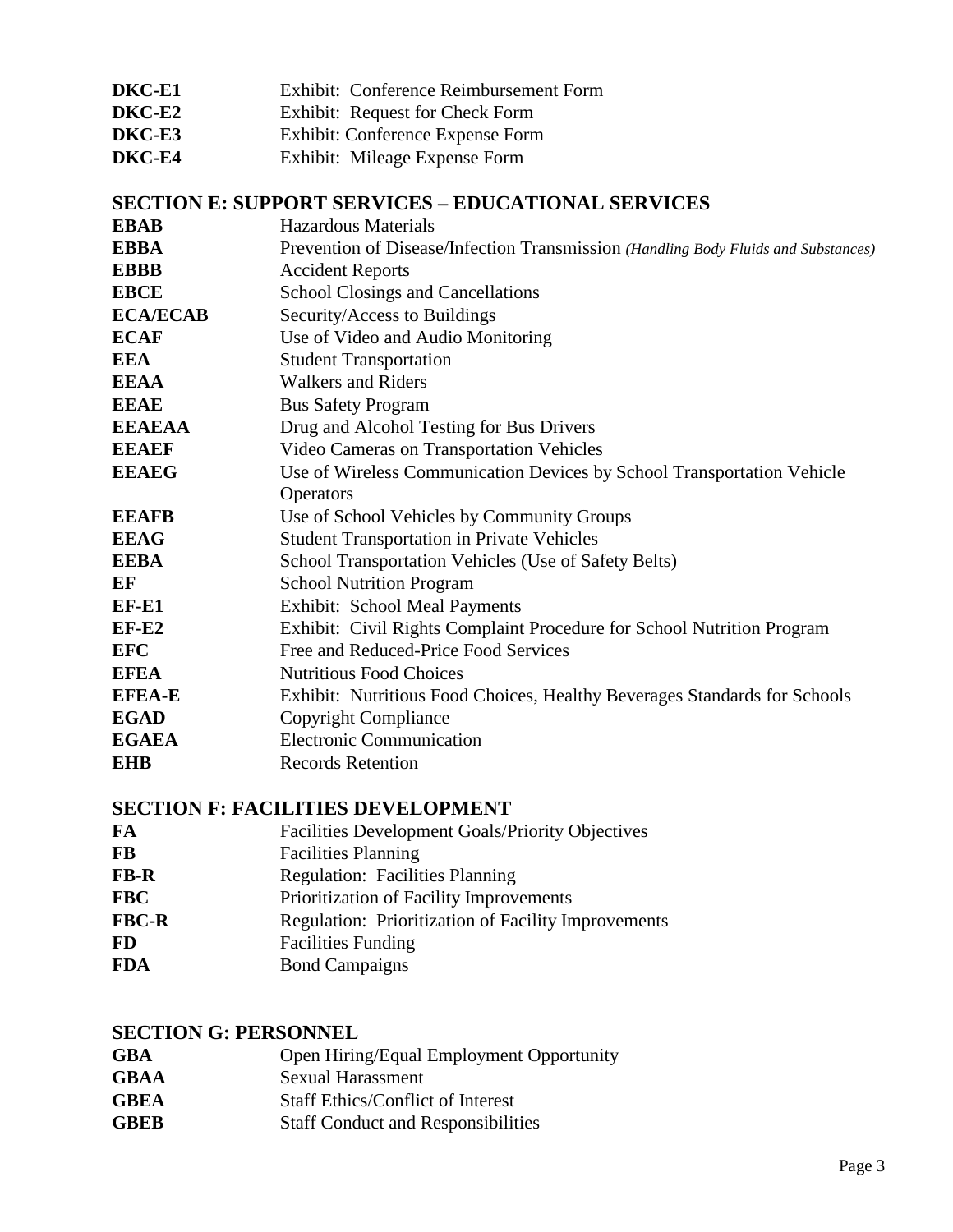| | |
|---|---|
| **DKC-E1** | Exhibit: Conference Reimbursement Form |
| **DKC-E2** | Exhibit: Request for Check Form |
| **DKC-E3** | Exhibit: Conference Expense Form |
| **DKC-E4** | Exhibit: Mileage Expense Form |

## SECTION E: SUPPORT SERVICES – EDUCATIONAL SERVICES

| | |
|---|---|
| **EBAB** | Hazardous Materials |
| **EBBA** | Prevention of Disease/Infection Transmission *(Handling Body Fluids and Substances)* |
| **EBBB** | Accident Reports |
| **EBCE** | School Closings and Cancellations |
| **ECA/ECAB** | Security/Access to Buildings |
| **ECAF** | Use of Video and Audio Monitoring |
| **EEA** | Student Transportation |
| **EEAA** | Walkers and Riders |
| **EEAE** | Bus Safety Program |
| **EEAEAA** | Drug and Alcohol Testing for Bus Drivers |
| **EEAEF** | Video Cameras on Transportation Vehicles |
| **EEAEG** | Use of Wireless Communication Devices by School Transportation Vehicle Operators |
| **EEAFB** | Use of School Vehicles by Community Groups |
| **EEAG** | Student Transportation in Private Vehicles |
| **EEBA** | School Transportation Vehicles (Use of Safety Belts) |
| **EF** | School Nutrition Program |
| **EF-E1** | Exhibit: School Meal Payments |
| **EF-E2** | Exhibit: Civil Rights Complaint Procedure for School Nutrition Program |
| **EFC** | Free and Reduced-Price Food Services |
| **EFEA** | Nutritious Food Choices |
| **EFEA-E** | Exhibit: Nutritious Food Choices, Healthy Beverages Standards for Schools |
| **EGAD** | Copyright Compliance |
| **EGAEA** | Electronic Communication |
| **EHB** | Records Retention |

## SECTION F: FACILITIES DEVELOPMENT

| | |
|---|---|
| **FA** | Facilities Development Goals/Priority Objectives |
| **FB** | Facilities Planning |
| **FB-R** | Regulation: Facilities Planning |
| **FBC** | Prioritization of Facility Improvements |
| **FBC-R** | Regulation: Prioritization of Facility Improvements |
| **FD** | Facilities Funding |
| **FDA** | Bond Campaigns |

## SECTION G: PERSONNEL

| | |
|---|---|
| **GBA** | Open Hiring/Equal Employment Opportunity |
| **GBAA** | Sexual Harassment |
| **GBEA** | Staff Ethics/Conflict of Interest |
| **GBEB** | Staff Conduct and Responsibilities |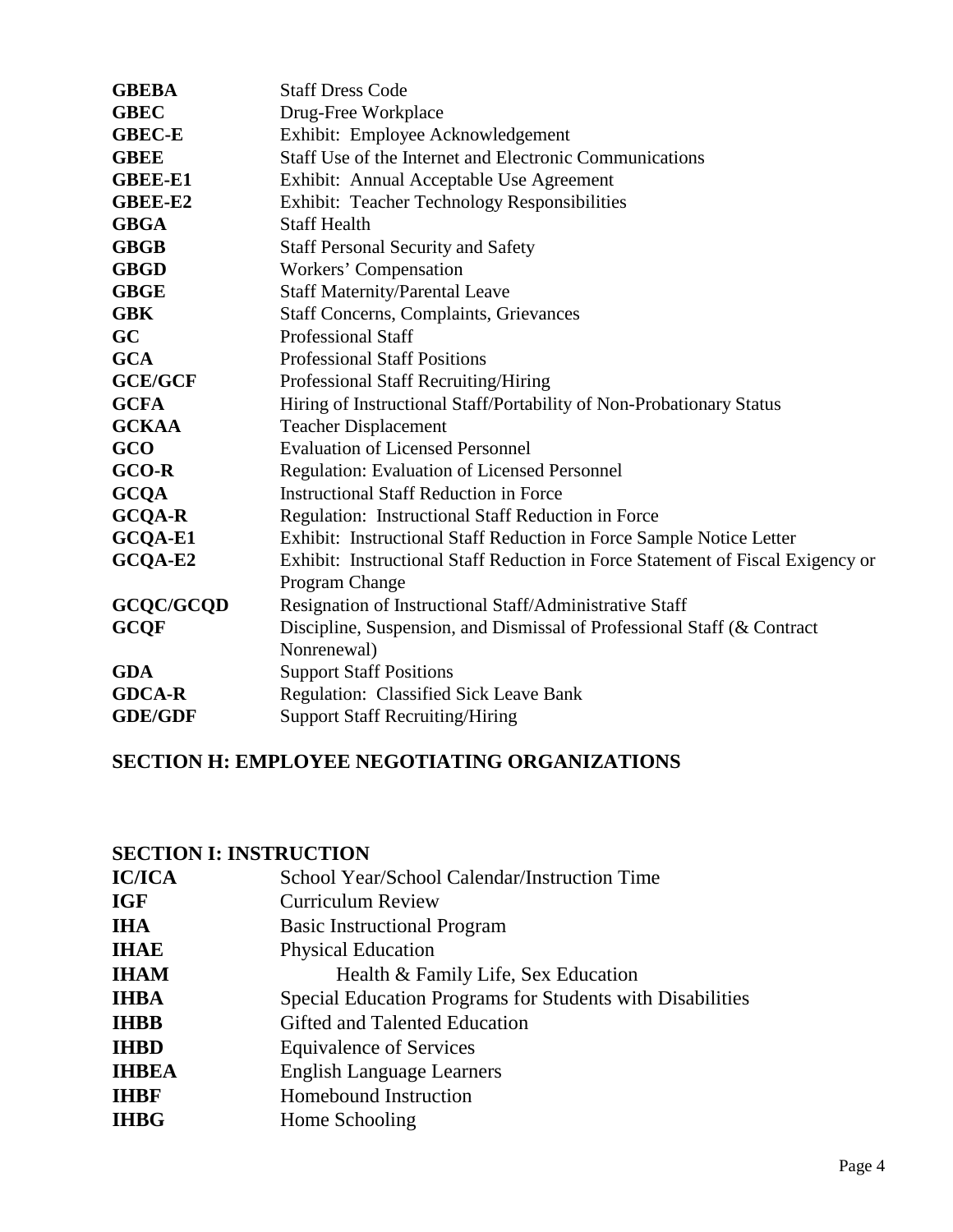| | |
|---|---|
| **GBEBA** | Staff Dress Code |
| **GBEC** | Drug-Free Workplace |
| **GBEC-E** | Exhibit: Employee Acknowledgement |
| **GBEE** | Staff Use of the Internet and Electronic Communications |
| **GBEE-E1** | Exhibit: Annual Acceptable Use Agreement |
| **GBEE-E2** | Exhibit: Teacher Technology Responsibilities |
| **GBGA** | Staff Health |
| **GBGB** | Staff Personal Security and Safety |
| **GBGD** | Workers' Compensation |
| **GBGE** | Staff Maternity/Parental Leave |
| **GBK** | Staff Concerns, Complaints, Grievances |
| **GC** | Professional Staff |
| **GCA** | Professional Staff Positions |
| **GCE/GCF** | Professional Staff Recruiting/Hiring |
| **GCFA** | Hiring of Instructional Staff/Portability of Non-Probationary Status |
| **GCKAA** | Teacher Displacement |
| **GCO** | Evaluation of Licensed Personnel |
| **GCO-R** | Regulation: Evaluation of Licensed Personnel |
| **GCQA** | Instructional Staff Reduction in Force |
| **GCQA-R** | Regulation: Instructional Staff Reduction in Force |
| **GCQA-E1** | Exhibit: Instructional Staff Reduction in Force Sample Notice Letter |
| **GCQA-E2** | Exhibit: Instructional Staff Reduction in Force Statement of Fiscal Exigency or Program Change |
| **GCQC/GCQD** | Resignation of Instructional Staff/Administrative Staff |
| **GCQF** | Discipline, Suspension, and Dismissal of Professional Staff (& Contract Nonrenewal) |
| **GDA** | Support Staff Positions |
| **GDCA-R** | Regulation: Classified Sick Leave Bank |
| **GDE/GDF** | Support Staff Recruiting/Hiring |

## SECTION H: EMPLOYEE NEGOTIATING ORGANIZATIONS

## SECTION I: INSTRUCTION

| | |
|---|---|
| **IC/ICA** | School Year/School Calendar/Instruction Time |
| **IGF** | Curriculum Review |
| **IHA** | Basic Instructional Program |
| **IHAE** | Physical Education |
| **IHAM** | Health & Family Life, Sex Education |
| **IHBA** | Special Education Programs for Students with Disabilities |
| **IHBB** | Gifted and Talented Education |
| **IHBD** | Equivalence of Services |
| **IHBEA** | English Language Learners |
| **IHBF** | Homebound Instruction |
| **IHBG** | Home Schooling |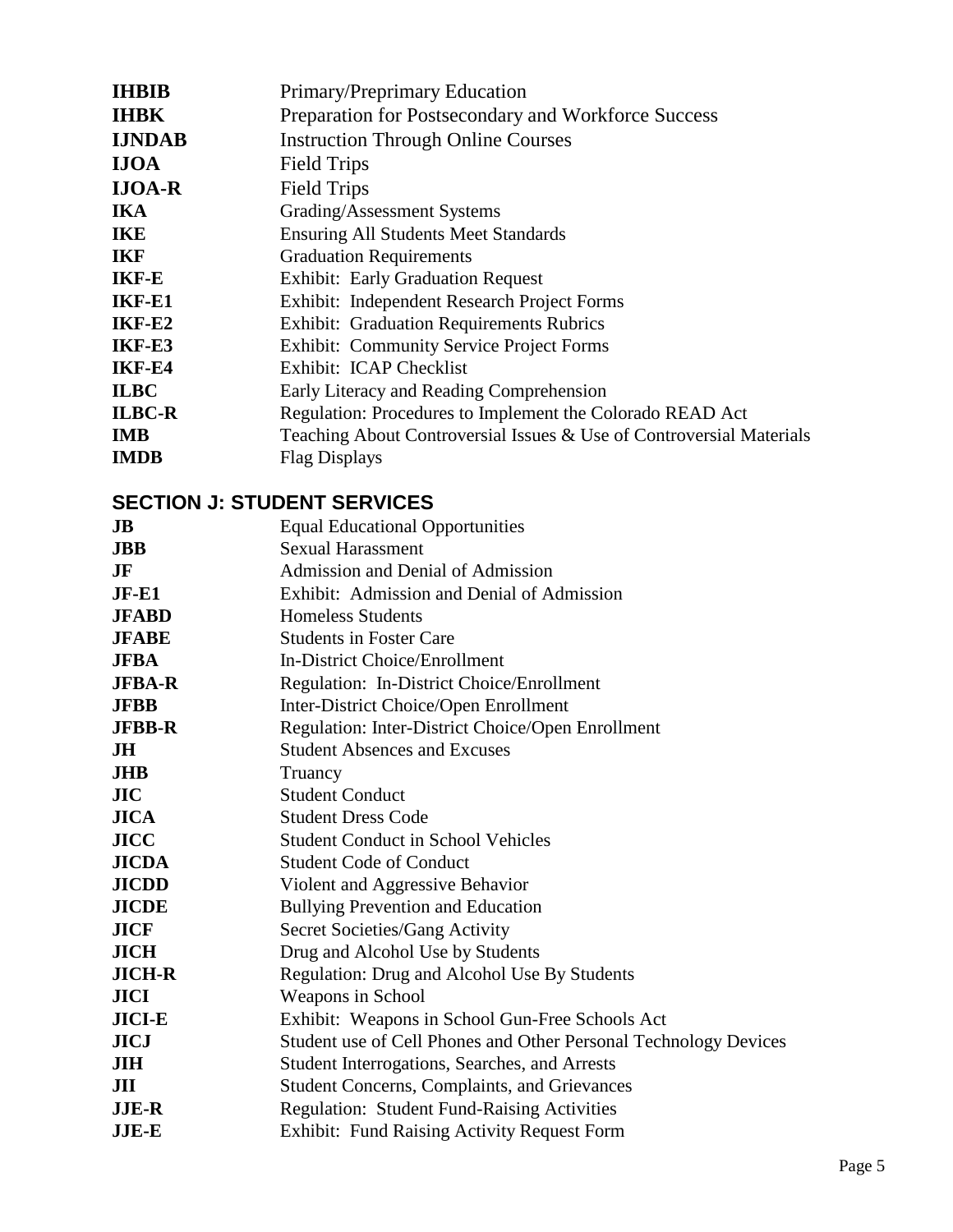| | |
|---|---|
| **IHBIB** | Primary/Preprimary Education |
| **IHBK** | Preparation for Postsecondary and Workforce Success |
| **IJNDAB** | Instruction Through Online Courses |
| **IJOA** | Field Trips |
| **IJOA-R** | Field Trips |
| **IKA** | Grading/Assessment Systems |
| **IKE** | Ensuring All Students Meet Standards |
| **IKF** | Graduation Requirements |
| **IKF-E** | Exhibit: Early Graduation Request |
| **IKF-E1** | Exhibit: Independent Research Project Forms |
| **IKF-E2** | Exhibit: Graduation Requirements Rubrics |
| **IKF-E3** | Exhibit: Community Service Project Forms |
| **IKF-E4** | Exhibit: ICAP Checklist |
| **ILBC** | Early Literacy and Reading Comprehension |
| **ILBC-R** | Regulation: Procedures to Implement the Colorado READ Act |
| **IMB** | Teaching About Controversial Issues & Use of Controversial Materials |
| **IMDB** | Flag Displays |

## SECTION J: STUDENT SERVICES

| | |
|---|---|
| **JB** | Equal Educational Opportunities |
| **JBB** | Sexual Harassment |
| **JF** | Admission and Denial of Admission |
| **JF-E1** | Exhibit: Admission and Denial of Admission |
| **JFABD** | Homeless Students |
| **JFABE** | Students in Foster Care |
| **JFBA** | In-District Choice/Enrollment |
| **JFBA-R** | Regulation: In-District Choice/Enrollment |
| **JFBB** | Inter-District Choice/Open Enrollment |
| **JFBB-R** | Regulation: Inter-District Choice/Open Enrollment |
| **JH** | Student Absences and Excuses |
| **JHB** | Truancy |
| **JIC** | Student Conduct |
| **JICA** | Student Dress Code |
| **JICC** | Student Conduct in School Vehicles |
| **JICDA** | Student Code of Conduct |
| **JICDD** | Violent and Aggressive Behavior |
| **JICDE** | Bullying Prevention and Education |
| **JICF** | Secret Societies/Gang Activity |
| **JICH** | Drug and Alcohol Use by Students |
| **JICH-R** | Regulation: Drug and Alcohol Use By Students |
| **JICI** | Weapons in School |
| **JICI-E** | Exhibit: Weapons in School Gun-Free Schools Act |
| **JICJ** | Student use of Cell Phones and Other Personal Technology Devices |
| **JIH** | Student Interrogations, Searches, and Arrests |
| **JII** | Student Concerns, Complaints, and Grievances |
| **JJE-R** | Regulation: Student Fund-Raising Activities |
| **JJE-E** | Exhibit: Fund Raising Activity Request Form |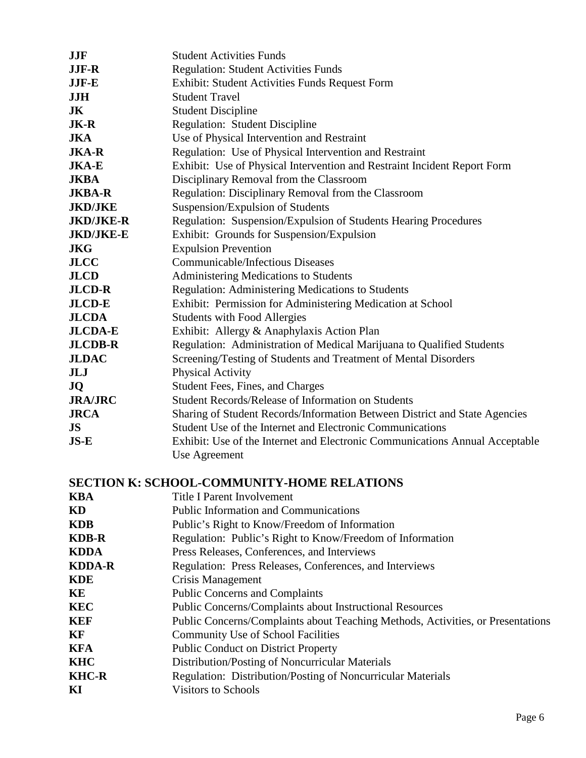| | |
|---|---|
| **JJF** | Student Activities Funds |
| **JJF-R** | Regulation: Student Activities Funds |
| **JJF-E** | Exhibit: Student Activities Funds Request Form |
| **JJH** | Student Travel |
| **JK** | Student Discipline |
| **JK-R** | Regulation: Student Discipline |
| **JKA** | Use of Physical Intervention and Restraint |
| **JKA-R** | Regulation: Use of Physical Intervention and Restraint |
| **JKA-E** | Exhibit: Use of Physical Intervention and Restraint Incident Report Form |
| **JKBA** | Disciplinary Removal from the Classroom |
| **JKBA-R** | Regulation: Disciplinary Removal from the Classroom |
| **JKD/JKE** | Suspension/Expulsion of Students |
| **JKD/JKE-R** | Regulation: Suspension/Expulsion of Students Hearing Procedures |
| **JKD/JKE-E** | Exhibit: Grounds for Suspension/Expulsion |
| **JKG** | Expulsion Prevention |
| **JLCC** | Communicable/Infectious Diseases |
| **JLCD** | Administering Medications to Students |
| **JLCD-R** | Regulation: Administering Medications to Students |
| **JLCD-E** | Exhibit: Permission for Administering Medication at School |
| **JLCDA** | Students with Food Allergies |
| **JLCDA-E** | Exhibit: Allergy & Anaphylaxis Action Plan |
| **JLCDB-R** | Regulation: Administration of Medical Marijuana to Qualified Students |
| **JLDAC** | Screening/Testing of Students and Treatment of Mental Disorders |
| **JLJ** | Physical Activity |
| **JQ** | Student Fees, Fines, and Charges |
| **JRA/JRC** | Student Records/Release of Information on Students |
| **JRCA** | Sharing of Student Records/Information Between District and State Agencies |
| **JS** | Student Use of the Internet and Electronic Communications |
| **JS-E** | Exhibit: Use of the Internet and Electronic Communications Annual Acceptable Use Agreement |

## SECTION K: SCHOOL-COMMUNITY-HOME RELATIONS

| | |
|---|---|
| **KBA** | Title I Parent Involvement |
| **KD** | Public Information and Communications |
| **KDB** | Public's Right to Know/Freedom of Information |
| **KDB-R** | Regulation: Public's Right to Know/Freedom of Information |
| **KDDA** | Press Releases, Conferences, and Interviews |
| **KDDA-R** | Regulation: Press Releases, Conferences, and Interviews |
| **KDE** | Crisis Management |
| **KE** | Public Concerns and Complaints |
| **KEC** | Public Concerns/Complaints about Instructional Resources |
| **KEF** | Public Concerns/Complaints about Teaching Methods, Activities, or Presentations |
| **KF** | Community Use of School Facilities |
| **KFA** | Public Conduct on District Property |
| **KHC** | Distribution/Posting of Noncurricular Materials |
| **KHC-R** | Regulation: Distribution/Posting of Noncurricular Materials |
| **KI** | Visitors to Schools |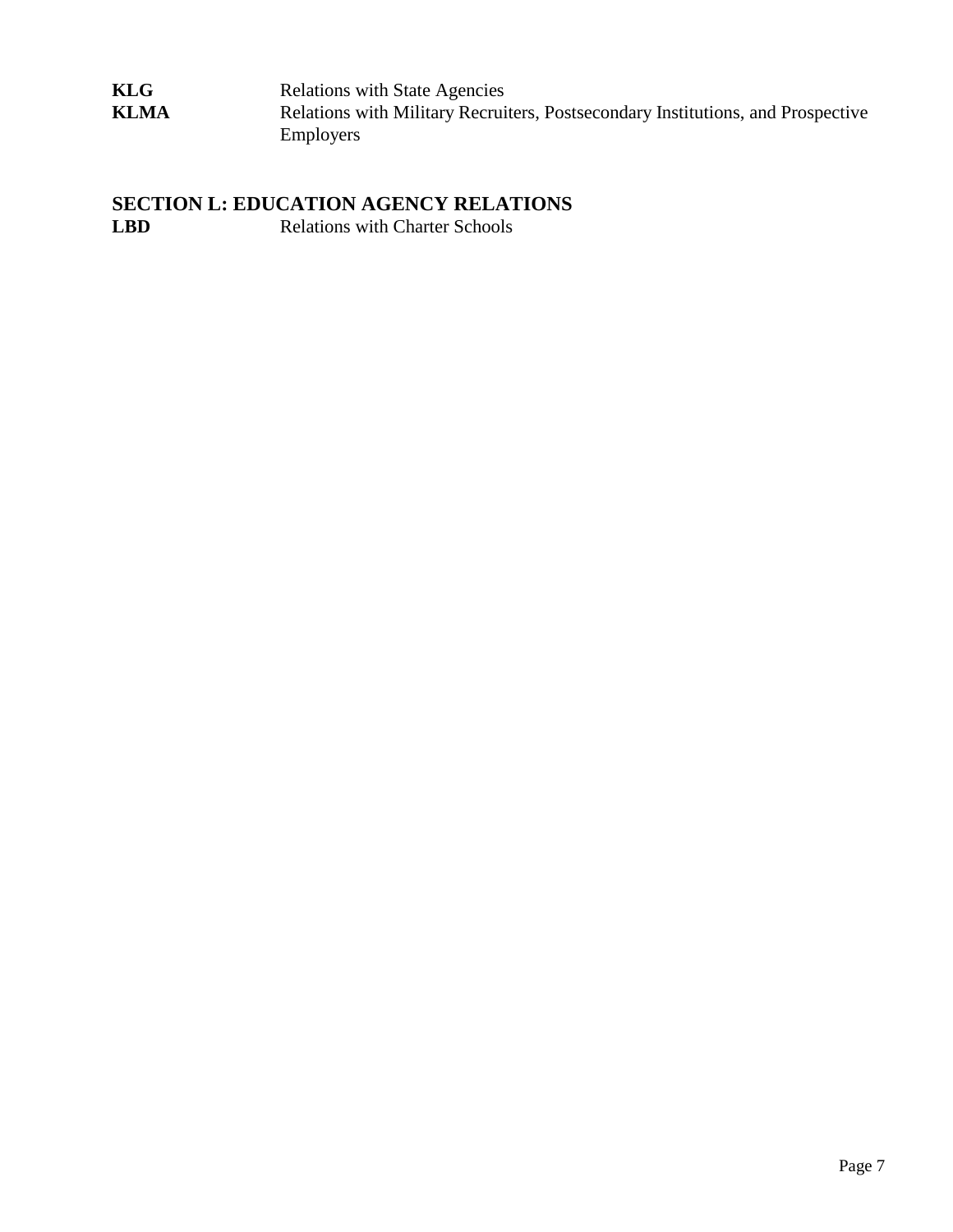**KLG** Relations with State Agencies
**KLMA** Relations with Military Recruiters, Postsecondary Institutions, and Prospective Employers

## SECTION L: EDUCATION AGENCY RELATIONS

**LBD** Relations with Charter Schools